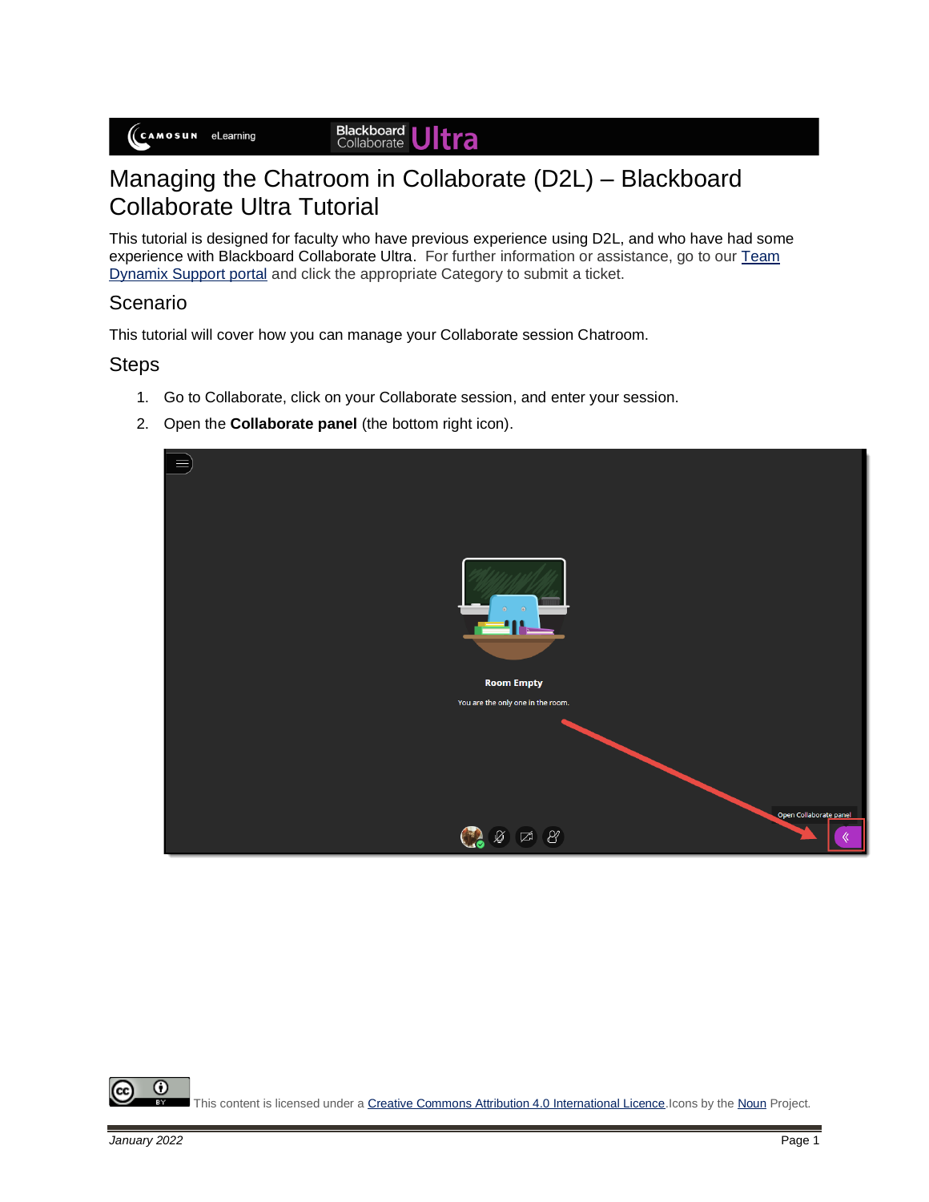# Managing the Chatroom in Collaborate (D2L) – Blackboard Collaborate Ultra Tutorial

This tutorial is designed for faculty who have previous experience using D2L, and who have had some experience with Blackboard Collaborate Ultra. For further information or assistance, go to our [Team Dynamix Support portal]() and click the appropriate Category to submit a ticket.

## Scenario

This tutorial will cover how you can manage your Collaborate session Chatroom.

## Steps

1. Go to Collaborate, click on your Collaborate session, and enter your session.
2. Open the **Collaborate panel** (the bottom right icon).

This content is licensed under a [Creative Commons Attribution 4.0 International Licence](). Icons by the [Noun]() Project.

*January 2022*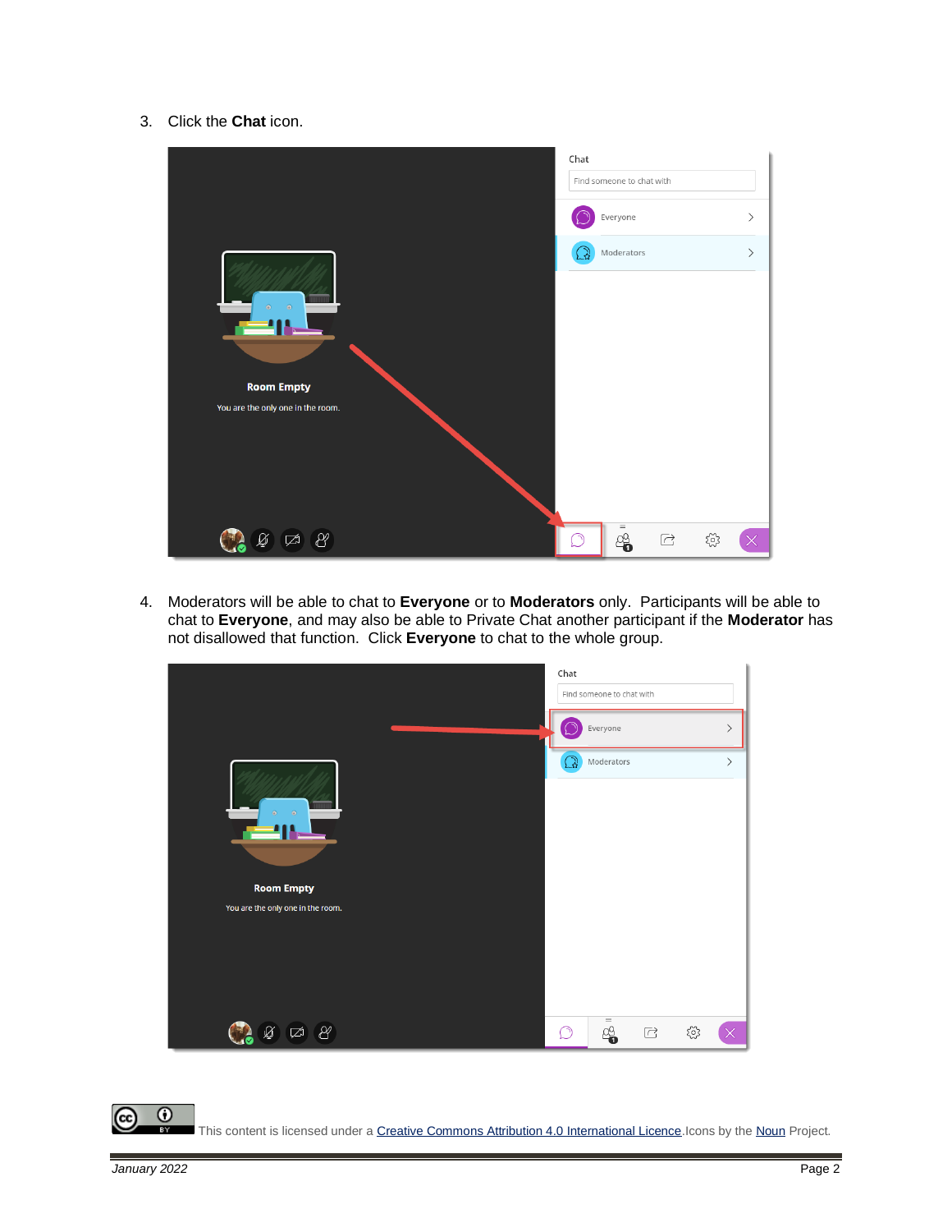3. Click the **Chat** icon.

4. Moderators will be able to chat to **Everyone** or to **Moderators** only. Participants will be able to chat to **Everyone**, and may also be able to Private Chat another participant if the **Moderator** has not disallowed that function. Click **Everyone** to chat to the whole group.

This content is licensed under a [Creative Commons Attribution 4.0 International Licence](). Icons by the [Noun]() Project.

*January 2022*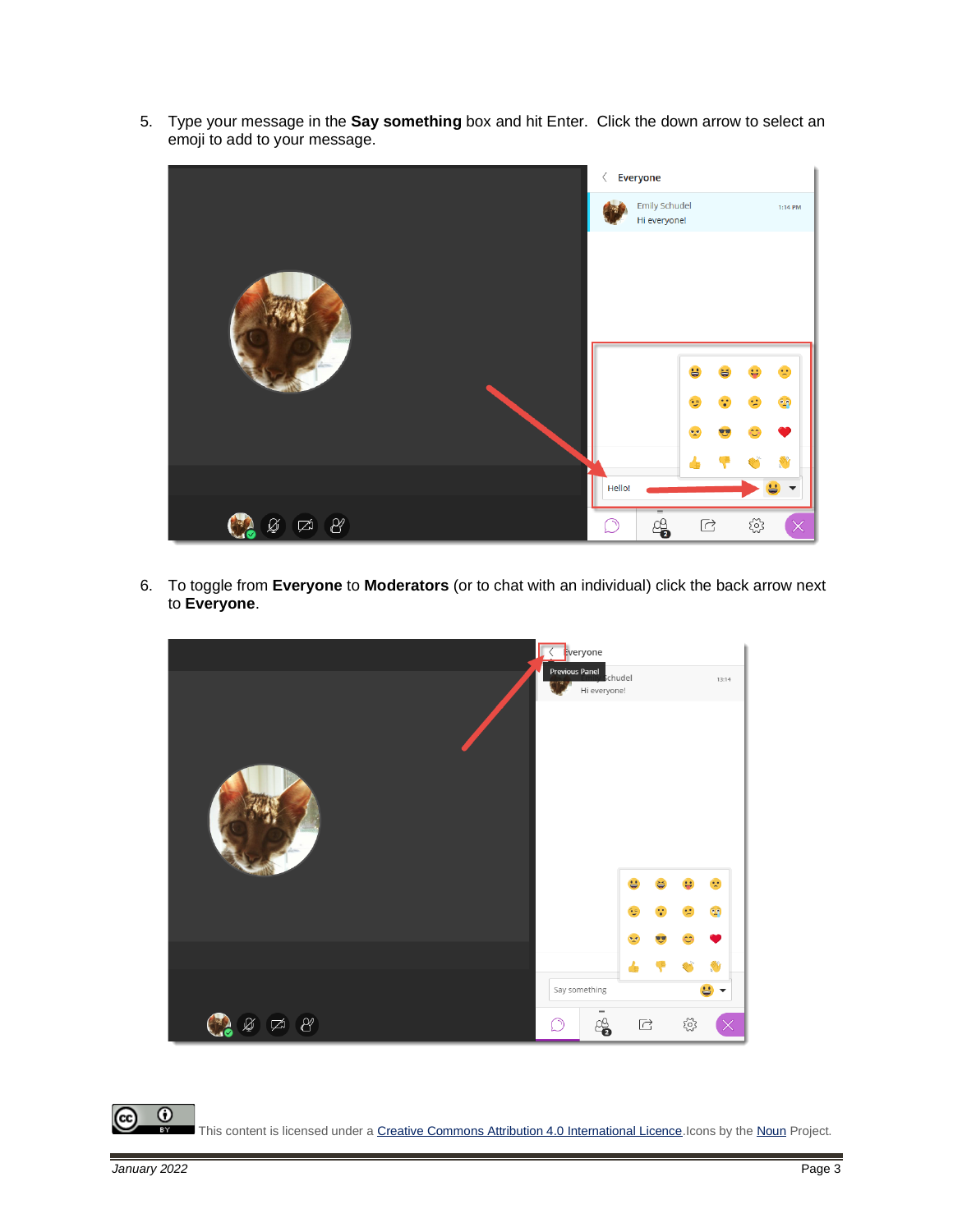5. Type your message in the **Say something** box and hit Enter. Click the down arrow to select an emoji to add to your message.

6. To toggle from **Everyone** to **Moderators** (or to chat with an individual) click the back arrow next to **Everyone**.

This content is licensed under a Creative Commons Attribution 4.0 International Licence. Icons by the Noun Project.

*January 2022*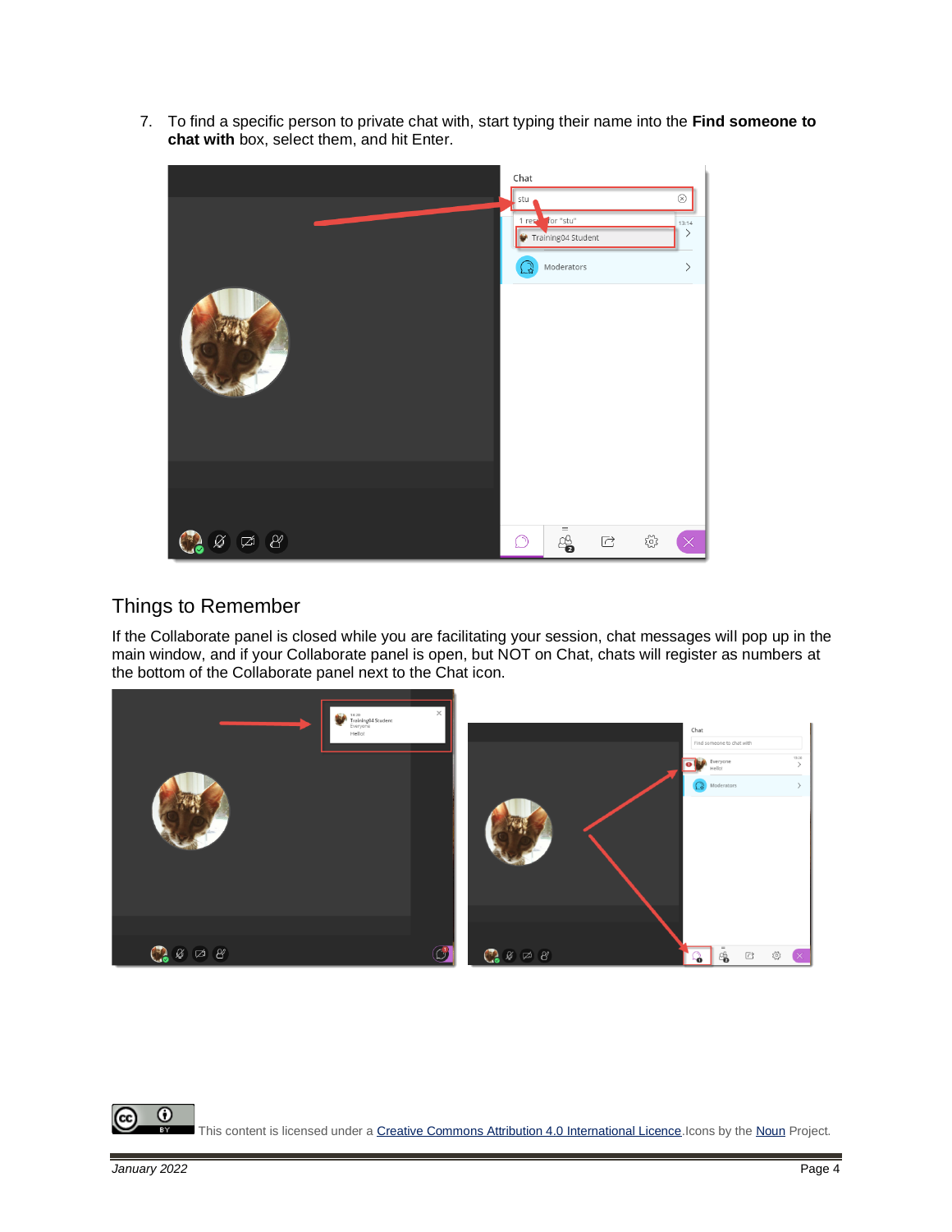7. To find a specific person to private chat with, start typing their name into the **Find someone to chat with** box, select them, and hit Enter.

## Things to Remember

If the Collaborate panel is closed while you are facilitating your session, chat messages will pop up in the main window, and if your Collaborate panel is open, but NOT on Chat, chats will register as numbers at the bottom of the Collaborate panel next to the Chat icon.

This content is licensed under a Creative Commons Attribution 4.0 International Licence. Icons by the Noun Project.

*January 2022*